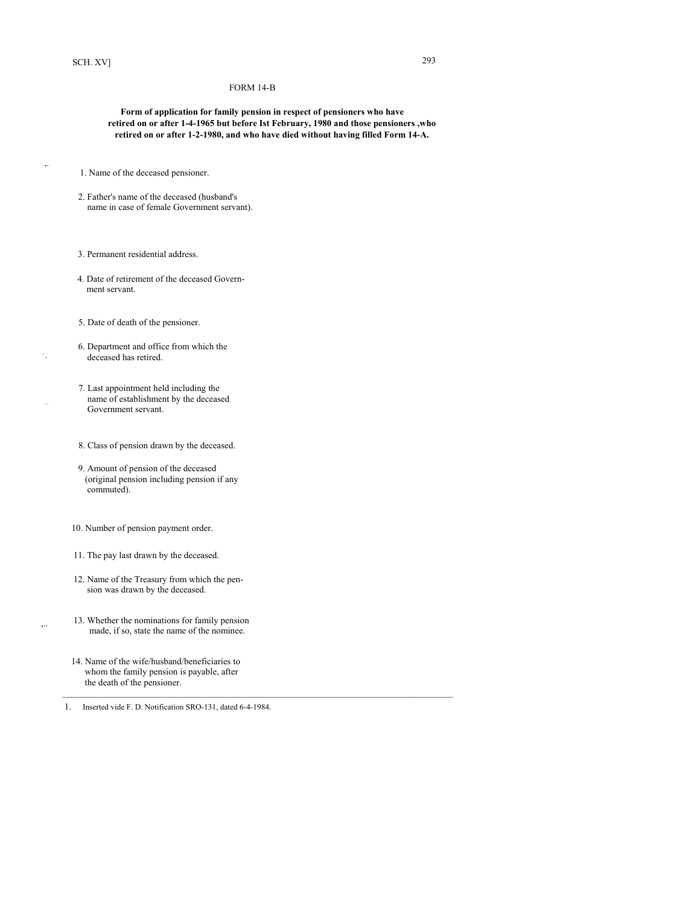FORM 14-B

**Form of application for family pension in respect of pensioners who have retired on or after 1-4-1965 but before Ist February, 1980 and those pensioners ,who retired on or after 1-2-1980, and who have died without having filled Form 14-A.**

1. Name of the deceased pensioner.

2. Father's name of the deceased (husband's name in case of female Government servant).

3. Permanent residential address.

4. Date of retirement of the deceased Government servant.

5. Date of death of the pensioner.

6. Department and office from which the deceased has retired.

7. Last appointment held including the name of establishment by the deceased Government servant.

8. Class of pension drawn by the deceased.

9. Amount of pension of the deceased (original pension including pension if any commuted).

10. Number of pension payment order.

11. The pay last drawn by the deceased.

12. Name of the Treasury from which the pension was drawn by the deceased.

13. Whether the nominations for family pension made, if so, state the name of the nominee.

14. Name of the wife/husband/beneficiaries to whom the family pension is payable, after the death of the pensioner.

---

1. Inserted vide F. D. Notification SRO-131, dated 6-4-1984.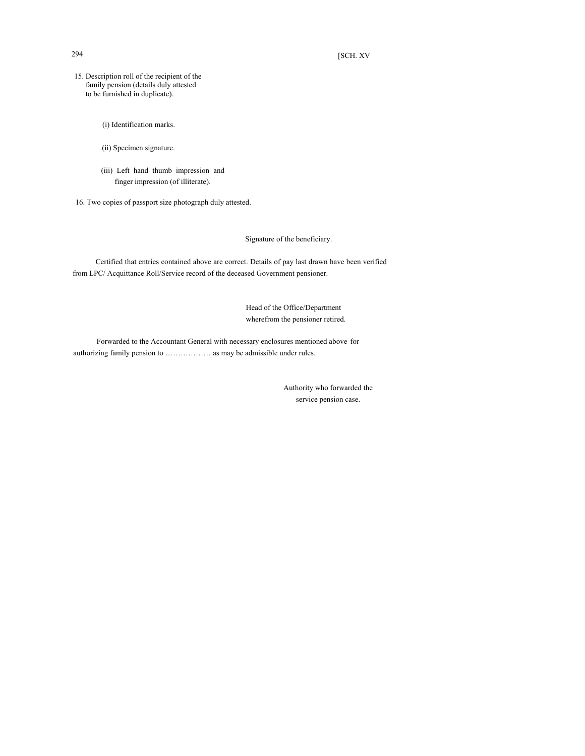15. Description roll of the recipient of the family pension (details duly attested to be furnished in duplicate).

    (i) Identification marks.

    (ii) Specimen signature.

    (iii) Left hand thumb impression and finger impression (of illiterate).

16. Two copies of passport size photograph duly attested.

Signature of the beneficiary.

Certified that entries contained above are correct. Details of pay last drawn have been verified from LPC/ Acquittance Roll/Service record of the deceased Government pensioner.

Head of the Office/Department wherefrom the pensioner retired.

Forwarded to the Accountant General with necessary enclosures mentioned above for authorizing family pension to ……………….as may be admissible under rules.

Authority who forwarded the service pension case.